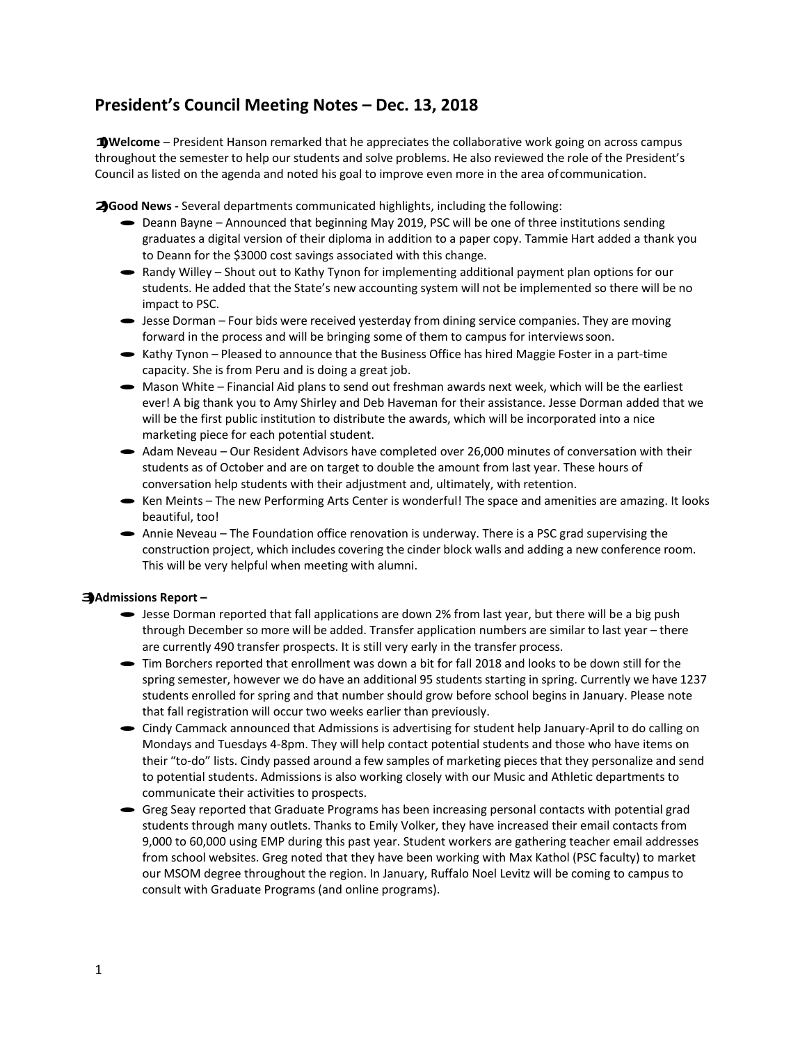# President's Council Meeting Notes – Dec. 13, 2018

1) **Welcome** – President Hanson remarked that he appreciates the collaborative work going on across campus throughout the semester to help our students and solve problems. He also reviewed the role of the President's Council as listed on the agenda and noted his goal to improve even more in the area of communication.

2) **Good News -** Several departments communicated highlights, including the following:

- Deann Bayne – Announced that beginning May 2019, PSC will be one of three institutions sending graduates a digital version of their diploma in addition to a paper copy. Tammie Hart added a thank you to Deann for the $3000 cost savings associated with this change.
- Randy Willey – Shout out to Kathy Tynon for implementing additional payment plan options for our students. He added that the State's new accounting system will not be implemented so there will be no impact to PSC.
- Jesse Dorman – Four bids were received yesterday from dining service companies. They are moving forward in the process and will be bringing some of them to campus for interviews soon.
- Kathy Tynon – Pleased to announce that the Business Office has hired Maggie Foster in a part-time capacity. She is from Peru and is doing a great job.
- Mason White – Financial Aid plans to send out freshman awards next week, which will be the earliest ever! A big thank you to Amy Shirley and Deb Haveman for their assistance. Jesse Dorman added that we will be the first public institution to distribute the awards, which will be incorporated into a nice marketing piece for each potential student.
- Adam Neveau – Our Resident Advisors have completed over 26,000 minutes of conversation with their students as of October and are on target to double the amount from last year. These hours of conversation help students with their adjustment and, ultimately, with retention.
- Ken Meints – The new Performing Arts Center is wonderful! The space and amenities are amazing. It looks beautiful, too!
- Annie Neveau – The Foundation office renovation is underway. There is a PSC grad supervising the construction project, which includes covering the cinder block walls and adding a new conference room. This will be very helpful when meeting with alumni.

3) **Admissions Report –**

- Jesse Dorman reported that fall applications are down 2% from last year, but there will be a big push through December so more will be added. Transfer application numbers are similar to last year – there are currently 490 transfer prospects. It is still very early in the transfer process.
- Tim Borchers reported that enrollment was down a bit for fall 2018 and looks to be down still for the spring semester, however we do have an additional 95 students starting in spring. Currently we have 1237 students enrolled for spring and that number should grow before school begins in January. Please note that fall registration will occur two weeks earlier than previously.
- Cindy Cammack announced that Admissions is advertising for student help January-April to do calling on Mondays and Tuesdays 4-8pm. They will help contact potential students and those who have items on their "to-do" lists. Cindy passed around a few samples of marketing pieces that they personalize and send to potential students. Admissions is also working closely with our Music and Athletic departments to communicate their activities to prospects.
- Greg Seay reported that Graduate Programs has been increasing personal contacts with potential grad students through many outlets. Thanks to Emily Volker, they have increased their email contacts from 9,000 to 60,000 using EMP during this past year. Student workers are gathering teacher email addresses from school websites. Greg noted that they have been working with Max Kathol (PSC faculty) to market our MSOM degree throughout the region. In January, Ruffalo Noel Levitz will be coming to campus to consult with Graduate Programs (and online programs).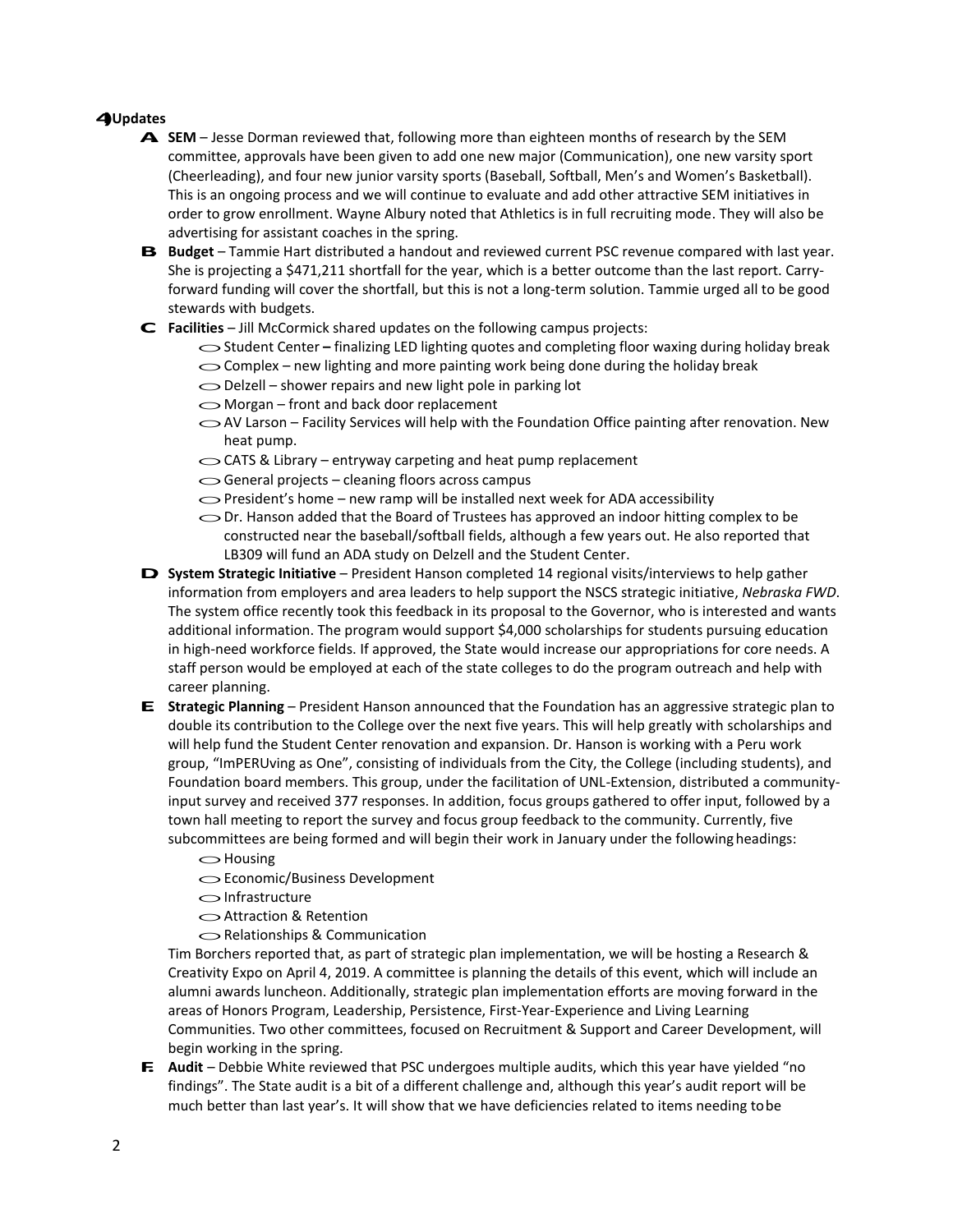## 4 Updates

**A. SEM** – Jesse Dorman reviewed that, following more than eighteen months of research by the SEM committee, approvals have been given to add one new major (Communication), one new varsity sport (Cheerleading), and four new junior varsity sports (Baseball, Softball, Men's and Women's Basketball). This is an ongoing process and we will continue to evaluate and add other attractive SEM initiatives in order to grow enrollment. Wayne Albury noted that Athletics is in full recruiting mode. They will also be advertising for assistant coaches in the spring.

**B. Budget** – Tammie Hart distributed a handout and reviewed current PSC revenue compared with last year. She is projecting a $471,211 shortfall for the year, which is a better outcome than the last report. Carry-forward funding will cover the shortfall, but this is not a long-term solution. Tammie urged all to be good stewards with budgets.

**C. Facilities** – Jill McCormick shared updates on the following campus projects:

- Student Center **–** finalizing LED lighting quotes and completing floor waxing during holiday break
- Complex – new lighting and more painting work being done during the holiday break
- Delzell – shower repairs and new light pole in parking lot
- Morgan – front and back door replacement
- AV Larson – Facility Services will help with the Foundation Office painting after renovation. New heat pump.
- CATS & Library – entryway carpeting and heat pump replacement
- General projects – cleaning floors across campus
- President's home – new ramp will be installed next week for ADA accessibility
- Dr. Hanson added that the Board of Trustees has approved an indoor hitting complex to be constructed near the baseball/softball fields, although a few years out. He also reported that LB309 will fund an ADA study on Delzell and the Student Center.

**D. System Strategic Initiative** – President Hanson completed 14 regional visits/interviews to help gather information from employers and area leaders to help support the NSCS strategic initiative, *Nebraska FWD*. The system office recently took this feedback in its proposal to the Governor, who is interested and wants additional information. The program would support $4,000 scholarships for students pursuing education in high-need workforce fields. If approved, the State would increase our appropriations for core needs. A staff person would be employed at each of the state colleges to do the program outreach and help with career planning.

**E. Strategic Planning** – President Hanson announced that the Foundation has an aggressive strategic plan to double its contribution to the College over the next five years. This will help greatly with scholarships and will help fund the Student Center renovation and expansion. Dr. Hanson is working with a Peru work group, "ImPERUving as One", consisting of individuals from the City, the College (including students), and Foundation board members. This group, under the facilitation of UNL-Extension, distributed a community-input survey and received 377 responses. In addition, focus groups gathered to offer input, followed by a town hall meeting to report the survey and focus group feedback to the community. Currently, five subcommittees are being formed and will begin their work in January under the following headings:

- Housing
- Economic/Business Development
- Infrastructure
- Attraction & Retention
- Relationships & Communication

Tim Borchers reported that, as part of strategic plan implementation, we will be hosting a Research & Creativity Expo on April 4, 2019. A committee is planning the details of this event, which will include an alumni awards luncheon. Additionally, strategic plan implementation efforts are moving forward in the areas of Honors Program, Leadership, Persistence, First-Year-Experience and Living Learning Communities. Two other committees, focused on Recruitment & Support and Career Development, will begin working in the spring.

**F. Audit** – Debbie White reviewed that PSC undergoes multiple audits, which this year have yielded "no findings". The State audit is a bit of a different challenge and, although this year's audit report will be much better than last year's. It will show that we have deficiencies related to items needing to be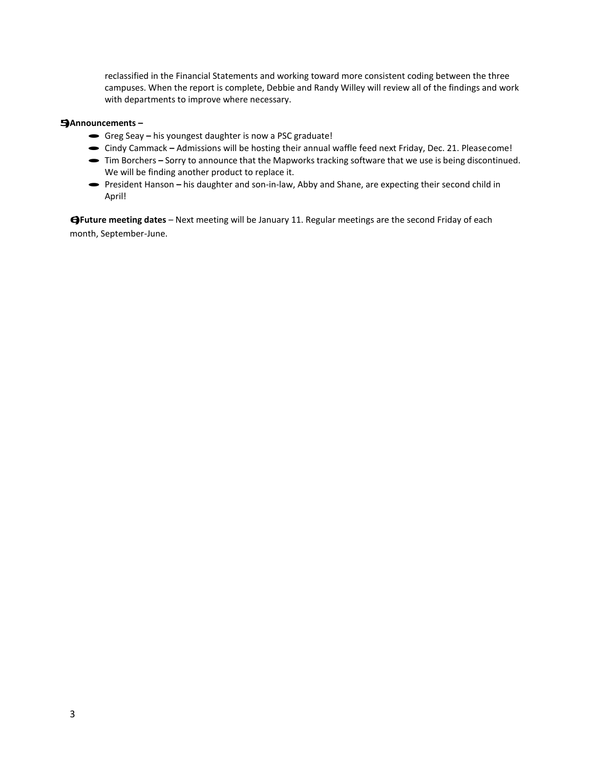reclassified in the Financial Statements and working toward more consistent coding between the three campuses. When the report is complete, Debbie and Randy Willey will review all of the findings and work with departments to improve where necessary.

5) **Announcements –**

- Greg Seay **–** his youngest daughter is now a PSC graduate!
- Cindy Cammack **–** Admissions will be hosting their annual waffle feed next Friday, Dec. 21. Please come!
- Tim Borchers **–** Sorry to announce that the Mapworks tracking software that we use is being discontinued. We will be finding another product to replace it.
- President Hanson **–** his daughter and son-in-law, Abby and Shane, are expecting their second child in April!

6) **Future meeting dates** – Next meeting will be January 11. Regular meetings are the second Friday of each month, September-June.